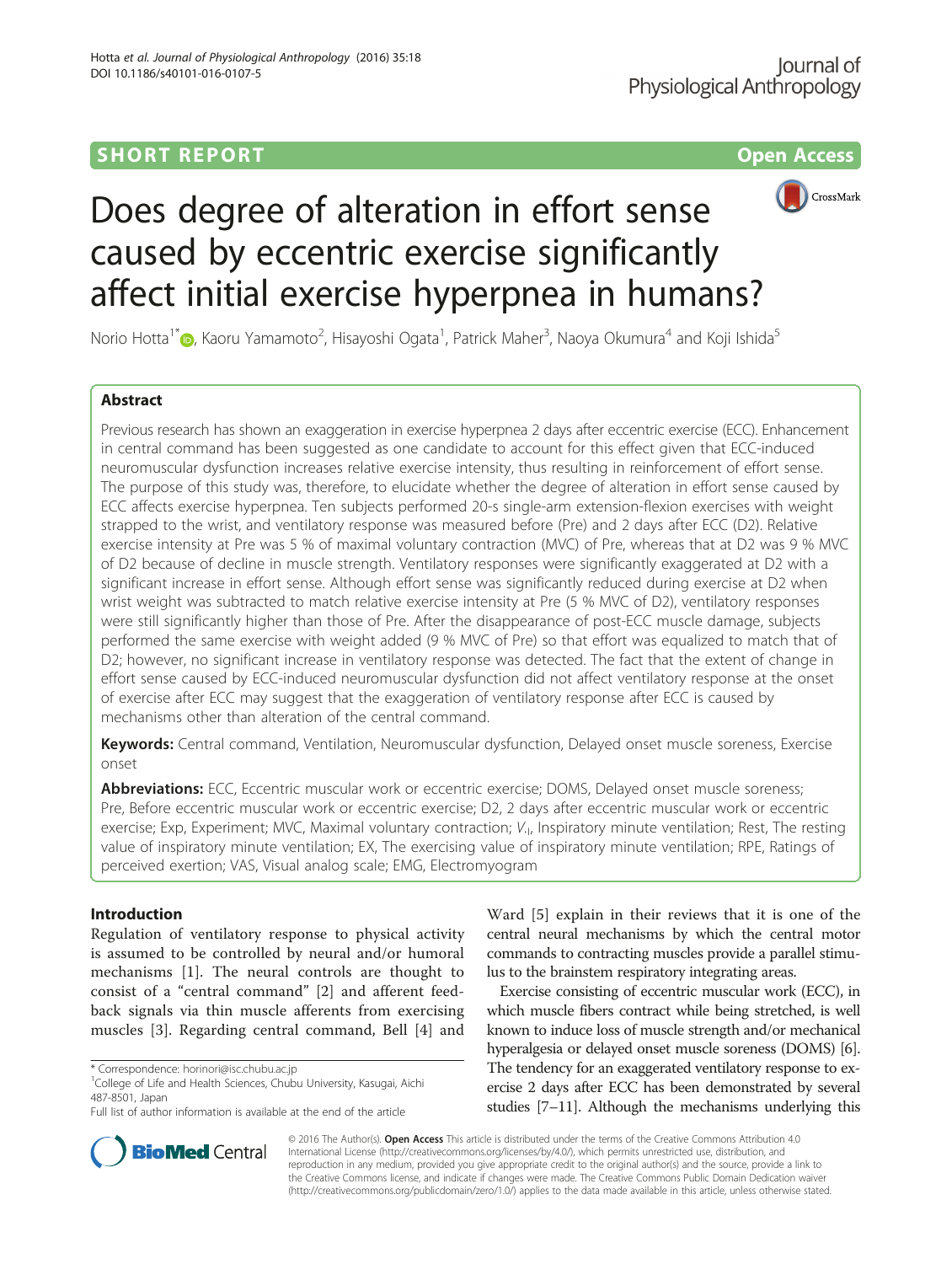SHORT REPORT Open Access

# Does degree of alteration in effort sense caused by eccentric exercise significantly affect initial exercise hyperpnea in humans?

Norio Hotta[1*], Kaoru Yamamoto[2], Hisayoshi Ogata[1], Patrick Maher[3], Naoya Okumura[4] and Koji Ishida[5]

## Abstract

Previous research has shown an exaggeration in exercise hyperpnea 2 days after eccentric exercise (ECC). Enhancement in central command has been suggested as one candidate to account for this effect given that ECC-induced neuromuscular dysfunction increases relative exercise intensity, thus resulting in reinforcement of effort sense. The purpose of this study was, therefore, to elucidate whether the degree of alteration in effort sense caused by ECC affects exercise hyperpnea. Ten subjects performed 20-s single-arm extension-flexion exercises with weight strapped to the wrist, and ventilatory response was measured before (Pre) and 2 days after ECC (D2). Relative exercise intensity at Pre was 5 % of maximal voluntary contraction (MVC) of Pre, whereas that at D2 was 9 % MVC of D2 because of decline in muscle strength. Ventilatory responses were significantly exaggerated at D2 with a significant increase in effort sense. Although effort sense was significantly reduced during exercise at D2 when wrist weight was subtracted to match relative exercise intensity at Pre (5 % MVC of D2), ventilatory responses were still significantly higher than those of Pre. After the disappearance of post-ECC muscle damage, subjects performed the same exercise with weight added (9 % MVC of Pre) so that effort was equalized to match that of D2; however, no significant increase in ventilatory response was detected. The fact that the extent of change in effort sense caused by ECC-induced neuromuscular dysfunction did not affect ventilatory response at the onset of exercise after ECC may suggest that the exaggeration of ventilatory response after ECC is caused by mechanisms other than alteration of the central command.

**Keywords:** Central command, Ventilation, Neuromuscular dysfunction, Delayed onset muscle soreness, Exercise onset

**Abbreviations:** ECC, Eccentric muscular work or eccentric exercise; DOMS, Delayed onset muscle soreness; Pre, Before eccentric muscular work or eccentric exercise; D2, 2 days after eccentric muscular work or eccentric exercise; Exp, Experiment; MVC, Maximal voluntary contraction; $V_{I}$, Inspiratory minute ventilation; Rest, The resting value of inspiratory minute ventilation; EX, The exercising value of inspiratory minute ventilation; RPE, Ratings of perceived exertion; VAS, Visual analog scale; EMG, Electromyogram

## Introduction

Regulation of ventilatory response to physical activity is assumed to be controlled by neural and/or humoral mechanisms [1]. The neural controls are thought to consist of a "central command" [2] and afferent feedback signals via thin muscle afferents from exercising muscles [3]. Regarding central command, Bell [4] and Ward [5] explain in their reviews that it is one of the central neural mechanisms by which the central motor commands to contracting muscles provide a parallel stimulus to the brainstem respiratory integrating areas.

Exercise consisting of eccentric muscular work (ECC), in which muscle fibers contract while being stretched, is well known to induce loss of muscle strength and/or mechanical hyperalgesia or delayed onset muscle soreness (DOMS) [6]. The tendency for an exaggerated ventilatory response to exercise 2 days after ECC has been demonstrated by several studies [7–11]. Although the mechanisms underlying this

\* Correspondence: horinori@isc.chubu.ac.jp
[1]College of Life and Health Sciences, Chubu University, Kasugai, Aichi 487-8501, Japan
Full list of author information is available at the end of the article

© 2016 The Author(s). **Open Access** This article is distributed under the terms of the Creative Commons Attribution 4.0 International License (http://creativecommons.org/licenses/by/4.0/), which permits unrestricted use, distribution, and reproduction in any medium, provided you give appropriate credit to the original author(s) and the source, provide a link to the Creative Commons license, and indicate if changes were made. The Creative Commons Public Domain Dedication waiver (http://creativecommons.org/publicdomain/zero/1.0/) applies to the data made available in this article, unless otherwise stated.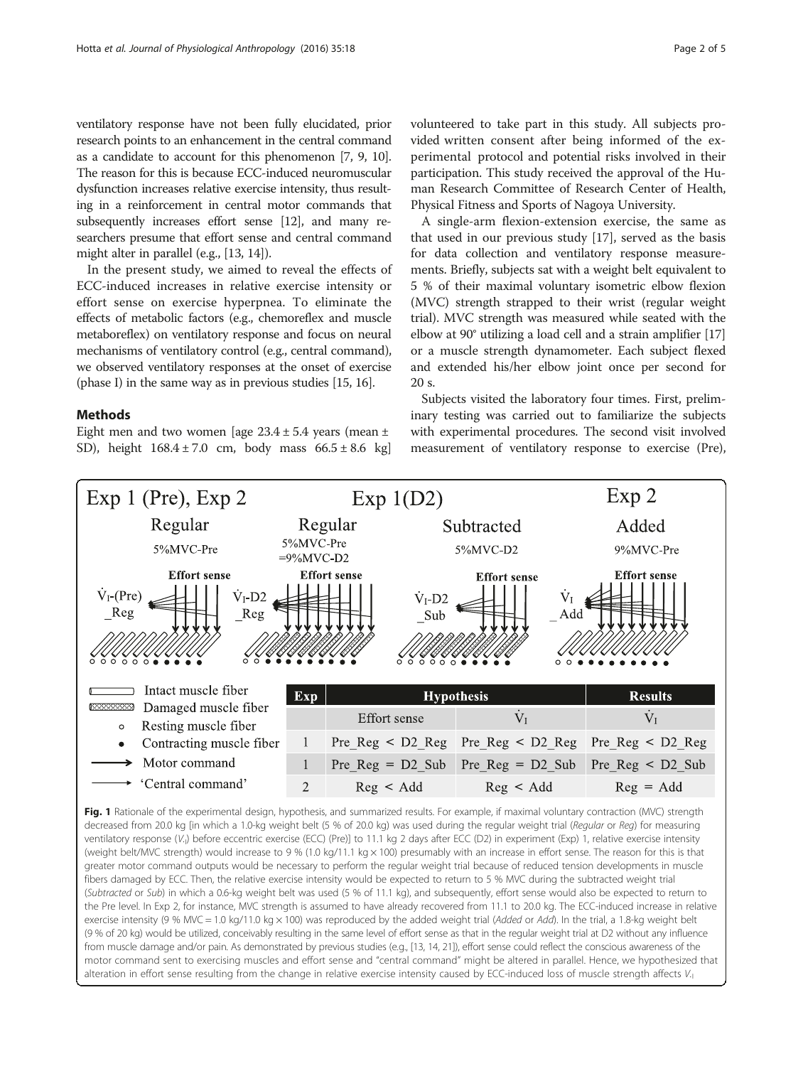ventilatory response have not been fully elucidated, prior research points to an enhancement in the central command as a candidate to account for this phenomenon [7, 9, 10]. The reason for this is because ECC-induced neuromuscular dysfunction increases relative exercise intensity, thus resulting in a reinforcement in central motor commands that subsequently increases effort sense [12], and many researchers presume that effort sense and central command might alter in parallel (e.g., [13, 14]).

In the present study, we aimed to reveal the effects of ECC-induced increases in relative exercise intensity or effort sense on exercise hyperpnea. To eliminate the effects of metabolic factors (e.g., chemoreflex and muscle metaboreflex) on ventilatory response and focus on neural mechanisms of ventilatory control (e.g., central command), we observed ventilatory responses at the onset of exercise (phase I) in the same way as in previous studies [15, 16].

## Methods

Eight men and two women [age 23.4 ± 5.4 years (mean ± SD), height 168.4 ± 7.0 cm, body mass 66.5 ± 8.6 kg] volunteered to take part in this study. All subjects provided written consent after being informed of the experimental protocol and potential risks involved in their participation. This study received the approval of the Human Research Committee of Research Center of Health, Physical Fitness and Sports of Nagoya University.

A single-arm flexion-extension exercise, the same as that used in our previous study [17], served as the basis for data collection and ventilatory response measurements. Briefly, subjects sat with a weight belt equivalent to 5 % of their maximal voluntary isometric elbow flexion (MVC) strength strapped to their wrist (regular weight trial). MVC strength was measured while seated with the elbow at 90° utilizing a load cell and a strain amplifier [17] or a muscle strength dynamometer. Each subject flexed and extended his/her elbow joint once per second for 20 s.

Subjects visited the laboratory four times. First, preliminary testing was carried out to familiarize the subjects with experimental procedures. The second visit involved measurement of ventilatory response to exercise (Pre),

| Exp | Hypothesis | | Results |
|---|---|---|---|
| | Effort sense | $\dot{V}_I$ | $\dot{V}_I$ |
| 1 | Pre_Reg < D2_Reg | Pre_Reg < D2_Reg | Pre_Reg < D2_Reg |
| 1 | Pre_Reg = D2_Sub | Pre_Reg = D2_Sub | Pre_Reg < D2_Sub |
| 2 | Reg < Add | Reg < Add | Reg = Add |

**Fig. 1** Rationale of the experimental design, hypothesis, and summarized results. For example, if maximal voluntary contraction (MVC) strength decreased from 20.0 kg [in which a 1.0-kg weight belt (5 % of 20.0 kg) was used during the regular weight trial (*Regular* or *Reg*) for measuring ventilatory response ($\dot{V}_I$) before eccentric exercise (ECC) (Pre)] to 11.1 kg 2 days after ECC (D2) in experiment (Exp) 1, relative exercise intensity (weight belt/MVC strength) would increase to 9 % (1.0 kg/11.1 kg × 100) presumably with an increase in effort sense. The reason for this is that greater motor command outputs would be necessary to perform the regular weight trial because of reduced tension developments in muscle fibers damaged by ECC. Then, the relative exercise intensity would be expected to return to 5 % MVC during the subtracted weight trial (*Subtracted* or *Sub*) in which a 0.6-kg weight belt was used (5 % of 11.1 kg), and subsequently, effort sense would also be expected to return to the Pre level. In Exp 2, for instance, MVC strength is assumed to have already recovered from 11.1 to 20.0 kg. The ECC-induced increase in relative exercise intensity (9 % MVC = 1.0 kg/11.0 kg × 100) was reproduced by the added weight trial (*Added* or *Add*). In the trial, a 1.8-kg weight belt (9 % of 20 kg) would be utilized, conceivably resulting in the same level of effort sense as that in the regular weight trial at D2 without any influence from muscle damage and/or pain. As demonstrated by previous studies (e.g., [13, 14, 21]), effort sense could reflect the conscious awareness of the motor command sent to exercising muscles and effort sense and "central command" might be altered in parallel. Hence, we hypothesized that alteration in effort sense resulting from the change in relative exercise intensity caused by ECC-induced loss of muscle strength affects $\dot{V}_I$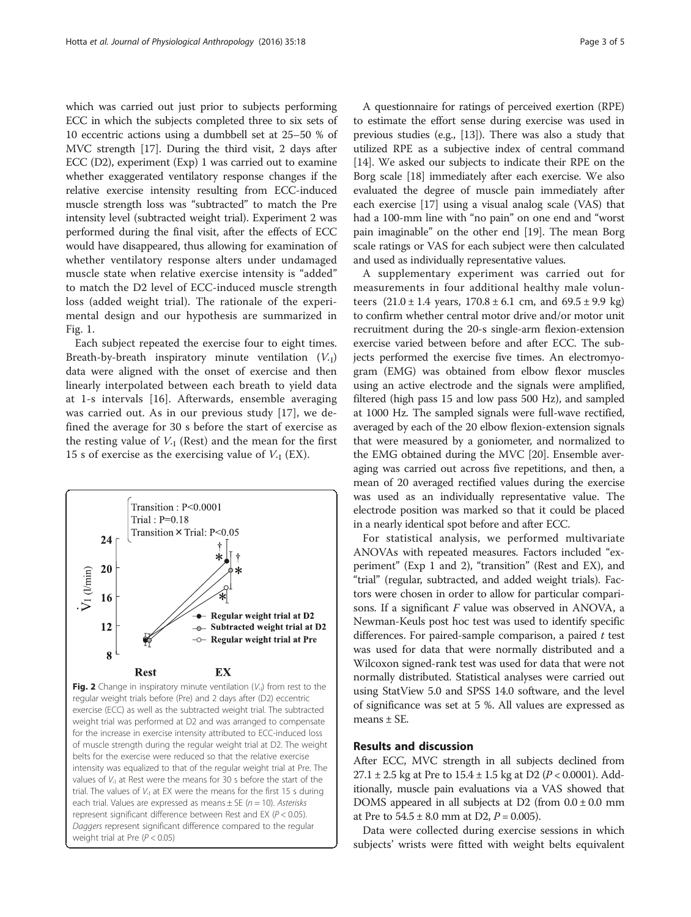which was carried out just prior to subjects performing ECC in which the subjects completed three to six sets of 10 eccentric actions using a dumbbell set at 25–50 % of MVC strength [17]. During the third visit, 2 days after ECC (D2), experiment (Exp) 1 was carried out to examine whether exaggerated ventilatory response changes if the relative exercise intensity resulting from ECC-induced muscle strength loss was "subtracted" to match the Pre intensity level (subtracted weight trial). Experiment 2 was performed during the final visit, after the effects of ECC would have disappeared, thus allowing for examination of whether ventilatory response alters under undamaged muscle state when relative exercise intensity is "added" to match the D2 level of ECC-induced muscle strength loss (added weight trial). The rationale of the experimental design and our hypothesis are summarized in Fig. 1.

Each subject repeated the exercise four to eight times. Breath-by-breath inspiratory minute ventilation ($\dot{V}_I$) data were aligned with the onset of exercise and then linearly interpolated between each breath to yield data at 1-s intervals [16]. Afterwards, ensemble averaging was carried out. As in our previous study [17], we defined the average for 30 s before the start of exercise as the resting value of $\dot{V}_I$ (Rest) and the mean for the first 15 s of exercise as the exercising value of $\dot{V}_I$ (EX).

**Fig. 2** Change in inspiratory minute ventilation ($\dot{V}_I$) from rest to the regular weight trials before (Pre) and 2 days after (D2) eccentric exercise (ECC) as well as the subtracted weight trial. The subtracted weight trial was performed at D2 and was arranged to compensate for the increase in exercise intensity attributed to ECC-induced loss of muscle strength during the regular weight trial at D2. The weight belts for the exercise were reduced so that the relative exercise intensity was equalized to that of the regular weight trial at Pre. The values of $\dot{V}_I$ at Rest were the means for 30 s before the start of the trial. The values of $\dot{V}_I$ at EX were the means for the first 15 s during each trial. Values are expressed as means ± SE ($n$ = 10). *Asterisks* represent significant difference between Rest and EX ($P < 0.05$). *Daggers* represent significant difference compared to the regular weight trial at Pre ($P < 0.05$)

A questionnaire for ratings of perceived exertion (RPE) to estimate the effort sense during exercise was used in previous studies (e.g., [13]). There was also a study that utilized RPE as a subjective index of central command [14]. We asked our subjects to indicate their RPE on the Borg scale [18] immediately after each exercise. We also evaluated the degree of muscle pain immediately after each exercise [17] using a visual analog scale (VAS) that had a 100-mm line with "no pain" on one end and "worst pain imaginable" on the other end [19]. The mean Borg scale ratings or VAS for each subject were then calculated and used as individually representative values.

A supplementary experiment was carried out for measurements in four additional healthy male volunteers (21.0 ± 1.4 years, 170.8 ± 6.1 cm, and 69.5 ± 9.9 kg) to confirm whether central motor drive and/or motor unit recruitment during the 20-s single-arm flexion-extension exercise varied between before and after ECC. The subjects performed the exercise five times. An electromyogram (EMG) was obtained from elbow flexor muscles using an active electrode and the signals were amplified, filtered (high pass 15 and low pass 500 Hz), and sampled at 1000 Hz. The sampled signals were full-wave rectified, averaged by each of the 20 elbow flexion-extension signals that were measured by a goniometer, and normalized to the EMG obtained during the MVC [20]. Ensemble averaging was carried out across five repetitions, and then, a mean of 20 averaged rectified values during the exercise was used as an individually representative value. The electrode position was marked so that it could be placed in a nearly identical spot before and after ECC.

For statistical analysis, we performed multivariate ANOVAs with repeated measures. Factors included "experiment" (Exp 1 and 2), "transition" (Rest and EX), and "trial" (regular, subtracted, and added weight trials). Factors were chosen in order to allow for particular comparisons. If a significant $F$ value was observed in ANOVA, a Newman-Keuls post hoc test was used to identify specific differences. For paired-sample comparison, a paired $t$ test was used for data that were normally distributed and a Wilcoxon signed-rank test was used for data that were not normally distributed. Statistical analyses were carried out using StatView 5.0 and SPSS 14.0 software, and the level of significance was set at 5 %. All values are expressed as means ± SE.

## Results and discussion

After ECC, MVC strength in all subjects declined from 27.1 ± 2.5 kg at Pre to 15.4 ± 1.5 kg at D2 ($P < 0.0001$). Additionally, muscle pain evaluations via a VAS showed that DOMS appeared in all subjects at D2 (from 0.0 ± 0.0 mm at Pre to 54.5 ± 8.0 mm at D2, $P = 0.005$).

Data were collected during exercise sessions in which subjects' wrists were fitted with weight belts equivalent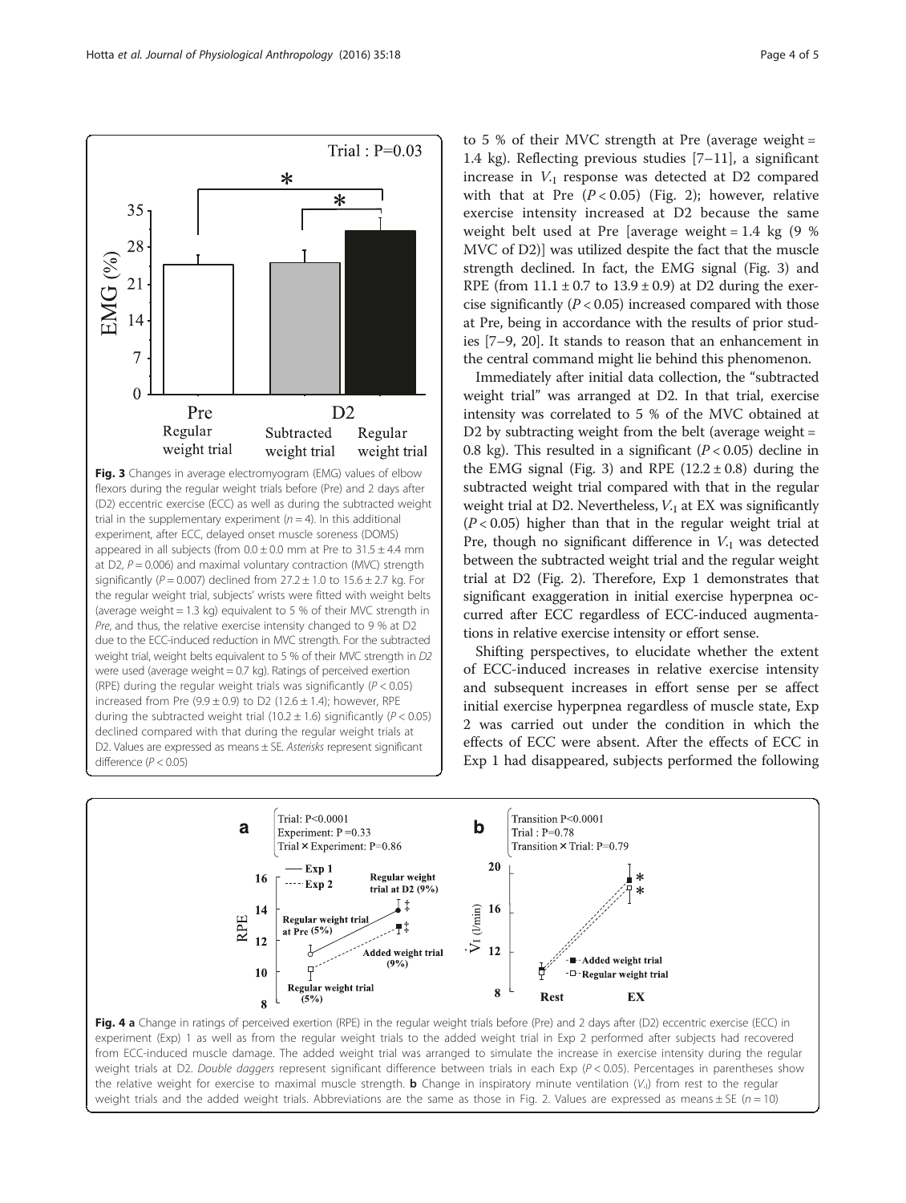Trial : P=0.03

35
28
21
14
7
0

EMG (%)

Pre
Regular weight trial

D2
Subtracted weight trial
Regular weight trial

**Fig. 3** Changes in average electromyogram (EMG) values of elbow flexors during the regular weight trials before (Pre) and 2 days after (D2) eccentric exercise (ECC) as well as during the subtracted weight trial in the supplementary experiment ($n = 4$). In this additional experiment, after ECC, delayed onset muscle soreness (DOMS) appeared in all subjects (from 0.0 ± 0.0 mm at Pre to 31.5 ± 4.4 mm at D2, $P = 0.006$) and maximal voluntary contraction (MVC) strength significantly ($P = 0.007$) declined from 27.2 ± 1.0 to 15.6 ± 2.7 kg. For the regular weight trial, subjects' wrists were fitted with weight belts (average weight = 1.3 kg) equivalent to 5 % of their MVC strength in *Pre*, and thus, the relative exercise intensity changed to 9 % at D2 due to the ECC-induced reduction in MVC strength. For the subtracted weight trial, weight belts equivalent to 5 % of their MVC strength in *D2* were used (average weight = 0.7 kg). Ratings of perceived exertion (RPE) during the regular weight trials was significantly ($P < 0.05$) increased from Pre (9.9 ± 0.9) to D2 (12.6 ± 1.4); however, RPE during the subtracted weight trial (10.2 ± 1.6) significantly ($P < 0.05$) declined compared with that during the regular weight trials at D2. Values are expressed as means ± SE. *Asterisks* represent significant difference ($P < 0.05$)

to 5 % of their MVC strength at Pre (average weight = 1.4 kg). Reflecting previous studies [7–11], a significant increase in $\dot{V}_I$ response was detected at D2 compared with that at Pre ($P < 0.05$) (Fig. 2); however, relative exercise intensity increased at D2 because the same weight belt used at Pre [average weight = 1.4 kg (9 % MVC of D2)] was utilized despite the fact that the muscle strength declined. In fact, the EMG signal (Fig. 3) and RPE (from 11.1 ± 0.7 to 13.9 ± 0.9) at D2 during the exercise significantly ($P < 0.05$) increased compared with those at Pre, being in accordance with the results of prior studies [7–9, 20]. It stands to reason that an enhancement in the central command might lie behind this phenomenon.

Immediately after initial data collection, the "subtracted weight trial" was arranged at D2. In that trial, exercise intensity was correlated to 5 % of the MVC obtained at D2 by subtracting weight from the belt (average weight = 0.8 kg). This resulted in a significant ($P < 0.05$) decline in the EMG signal (Fig. 3) and RPE (12.2 ± 0.8) during the subtracted weight trial compared with that in the regular weight trial at D2. Nevertheless, $\dot{V}_I$ at EX was significantly ($P < 0.05$) higher than that in the regular weight trial at Pre, though no significant difference in $\dot{V}_I$ was detected between the subtracted weight trial and the regular weight trial at D2 (Fig. 2). Therefore, Exp 1 demonstrates that significant exaggeration in initial exercise hyperpnea occurred after ECC regardless of ECC-induced augmentations in relative exercise intensity or effort sense.

Shifting perspectives, to elucidate whether the extent of ECC-induced increases in relative exercise intensity and subsequent increases in effort sense per se affect initial exercise hyperpnea regardless of muscle state, Exp 2 was carried out under the condition in which the effects of ECC were absent. After the effects of ECC in Exp 1 had disappeared, subjects performed the following

a
Trial: P<0.0001
Experiment: P =0.33
Trial × Experiment: P=0.86
Exp 1
Exp 2
Regular weight trial at D2 (9%)
Regular weight trial at Pre (5%)
Added weight trial (9%)
Regular weight trial (5%)
RPE
16
14
12
10
8

b
Transition P<0.0001
Trial : P=0.78
Transition × Trial: P=0.79
Added weight trial
Regular weight trial
$\dot{V}_I$ (l/min)
20
16
12
8
Rest
EX

**Fig. 4 a** Change in ratings of perceived exertion (RPE) in the regular weight trials before (Pre) and 2 days after (D2) eccentric exercise (ECC) in experiment (Exp) 1 as well as from the regular weight trials to the added weight trial in Exp 2 performed after subjects had recovered from ECC-induced muscle damage. The added weight trial was arranged to simulate the increase in exercise intensity during the regular weight trials at D2. *Double daggers* represent significant difference between trials in each Exp ($P < 0.05$). Percentages in parentheses show the relative weight for exercise to maximal muscle strength. **b** Change in inspiratory minute ventilation ($\dot{V}_I$) from rest to the regular weight trials and the added weight trials. Abbreviations are the same as those in Fig. 2. Values are expressed as means ± SE ($n = 10$)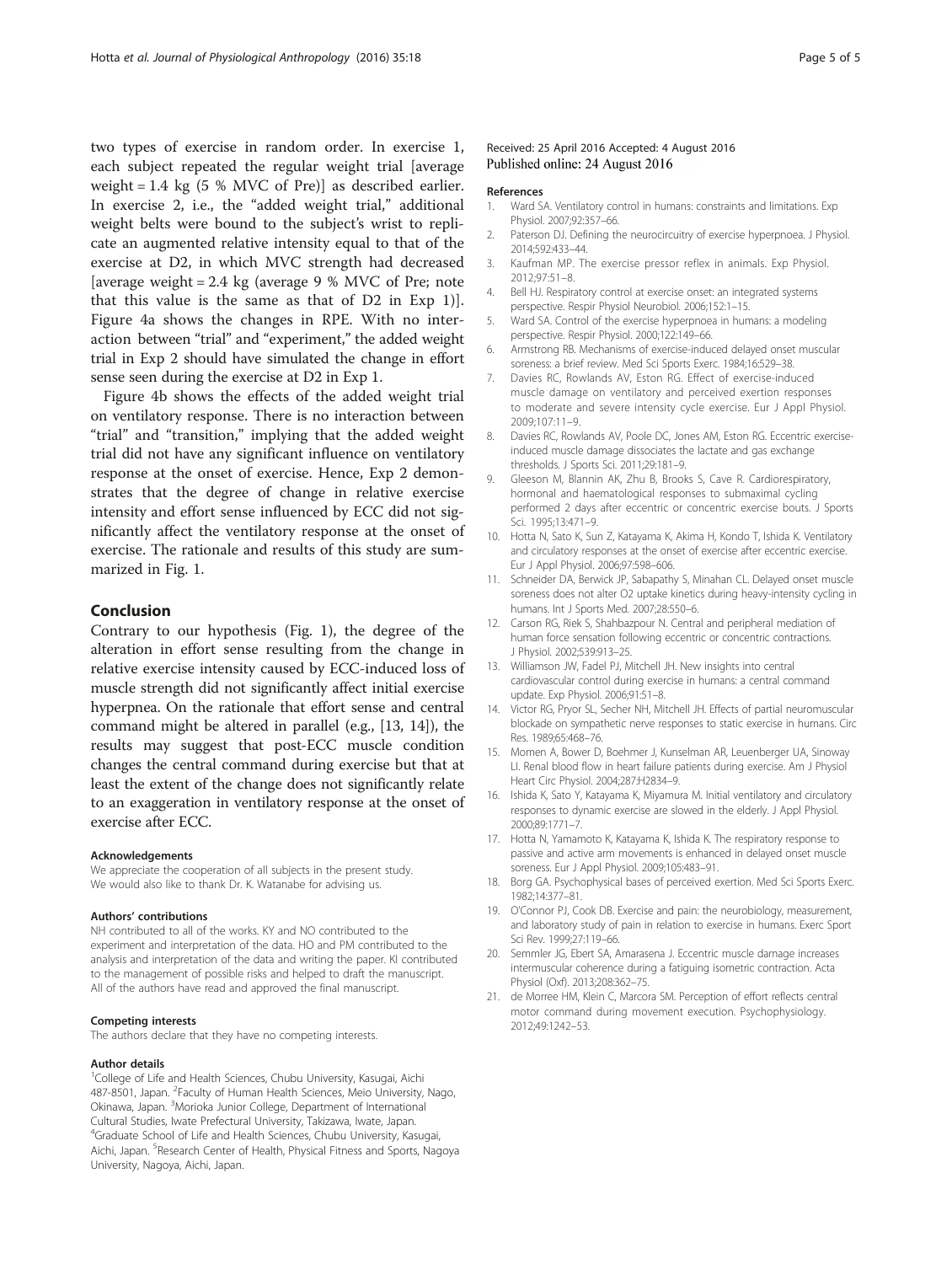two types of exercise in random order. In exercise 1, each subject repeated the regular weight trial [average weight = 1.4 kg (5 % MVC of Pre)] as described earlier. In exercise 2, i.e., the "added weight trial," additional weight belts were bound to the subject's wrist to replicate an augmented relative intensity equal to that of the exercise at D2, in which MVC strength had decreased [average weight = 2.4 kg (average 9 % MVC of Pre; note that this value is the same as that of D2 in Exp 1)]. Figure 4a shows the changes in RPE. With no interaction between "trial" and "experiment," the added weight trial in Exp 2 should have simulated the change in effort sense seen during the exercise at D2 in Exp 1.

Figure 4b shows the effects of the added weight trial on ventilatory response. There is no interaction between "trial" and "transition," implying that the added weight trial did not have any significant influence on ventilatory response at the onset of exercise. Hence, Exp 2 demonstrates that the degree of change in relative exercise intensity and effort sense influenced by ECC did not significantly affect the ventilatory response at the onset of exercise. The rationale and results of this study are summarized in Fig. 1.

## Conclusion

Contrary to our hypothesis (Fig. 1), the degree of the alteration in effort sense resulting from the change in relative exercise intensity caused by ECC-induced loss of muscle strength did not significantly affect initial exercise hyperpnea. On the rationale that effort sense and central command might be altered in parallel (e.g., [13, 14]), the results may suggest that post-ECC muscle condition changes the central command during exercise but that at least the extent of the change does not significantly relate to an exaggeration in ventilatory response at the onset of exercise after ECC.

#### Acknowledgements

We appreciate the cooperation of all subjects in the present study. We would also like to thank Dr. K. Watanabe for advising us.

#### Authors' contributions

NH contributed to all of the works. KY and NO contributed to the experiment and interpretation of the data. HO and PM contributed to the analysis and interpretation of the data and writing the paper. KI contributed to the management of possible risks and helped to draft the manuscript. All of the authors have read and approved the final manuscript.

#### Competing interests

The authors declare that they have no competing interests.

#### Author details

[1]College of Life and Health Sciences, Chubu University, Kasugai, Aichi 487-8501, Japan. [2]Faculty of Human Health Sciences, Meio University, Nago, Okinawa, Japan. [3]Morioka Junior College, Department of International Cultural Studies, Iwate Prefectural University, Takizawa, Iwate, Japan. [4]Graduate School of Life and Health Sciences, Chubu University, Kasugai, Aichi, Japan. [5]Research Center of Health, Physical Fitness and Sports, Nagoya University, Nagoya, Aichi, Japan.

Received: 25 April 2016 Accepted: 4 August 2016
Published online: 24 August 2016

#### References

1. Ward SA. Ventilatory control in humans: constraints and limitations. Exp Physiol. 2007;92:357–66.
2. Paterson DJ. Defining the neurocircuitry of exercise hyperpnoea. J Physiol. 2014;592:433–44.
3. Kaufman MP. The exercise pressor reflex in animals. Exp Physiol. 2012;97:51–8.
4. Bell HJ. Respiratory control at exercise onset: an integrated systems perspective. Respir Physiol Neurobiol. 2006;152:1–15.
5. Ward SA. Control of the exercise hyperpnoea in humans: a modeling perspective. Respir Physiol. 2000;122:149–66.
6. Armstrong RB. Mechanisms of exercise-induced delayed onset muscular soreness: a brief review. Med Sci Sports Exerc. 1984;16:529–38.
7. Davies RC, Rowlands AV, Eston RG. Effect of exercise-induced muscle damage on ventilatory and perceived exertion responses to moderate and severe intensity cycle exercise. Eur J Appl Physiol. 2009;107:11–9.
8. Davies RC, Rowlands AV, Poole DC, Jones AM, Eston RG. Eccentric exercise-induced muscle damage dissociates the lactate and gas exchange thresholds. J Sports Sci. 2011;29:181–9.
9. Gleeson M, Blannin AK, Zhu B, Brooks S, Cave R. Cardiorespiratory, hormonal and haematological responses to submaximal cycling performed 2 days after eccentric or concentric exercise bouts. J Sports Sci. 1995;13:471–9.
10. Hotta N, Sato K, Sun Z, Katayama K, Akima H, Kondo T, Ishida K. Ventilatory and circulatory responses at the onset of exercise after eccentric exercise. Eur J Appl Physiol. 2006;97:598–606.
11. Schneider DA, Berwick JP, Sabapathy S, Minahan CL. Delayed onset muscle soreness does not alter O2 uptake kinetics during heavy-intensity cycling in humans. Int J Sports Med. 2007;28:550–6.
12. Carson RG, Riek S, Shahbazpour N. Central and peripheral mediation of human force sensation following eccentric or concentric contractions. J Physiol. 2002;539:913–25.
13. Williamson JW, Fadel PJ, Mitchell JH. New insights into central cardiovascular control during exercise in humans: a central command update. Exp Physiol. 2006;91:51–8.
14. Victor RG, Pryor SL, Secher NH, Mitchell JH. Effects of partial neuromuscular blockade on sympathetic nerve responses to static exercise in humans. Circ Res. 1989;65:468–76.
15. Momen A, Bower D, Boehmer J, Kunselman AR, Leuenberger UA, Sinoway LI. Renal blood flow in heart failure patients during exercise. Am J Physiol Heart Circ Physiol. 2004;287:H2834–9.
16. Ishida K, Sato Y, Katayama K, Miyamura M. Initial ventilatory and circulatory responses to dynamic exercise are slowed in the elderly. J Appl Physiol. 2000;89:1771–7.
17. Hotta N, Yamamoto K, Katayama K, Ishida K. The respiratory response to passive and active arm movements is enhanced in delayed onset muscle soreness. Eur J Appl Physiol. 2009;105:483–91.
18. Borg GA. Psychophysical bases of perceived exertion. Med Sci Sports Exerc. 1982;14:377–81.
19. O'Connor PJ, Cook DB. Exercise and pain: the neurobiology, measurement, and laboratory study of pain in relation to exercise in humans. Exerc Sport Sci Rev. 1999;27:119–66.
20. Semmler JG, Ebert SA, Amarasena J. Eccentric muscle damage increases intermuscular coherence during a fatiguing isometric contraction. Acta Physiol (Oxf). 2013;208:362–75.
21. de Morree HM, Klein C, Marcora SM. Perception of effort reflects central motor command during movement execution. Psychophysiology. 2012;49:1242–53.